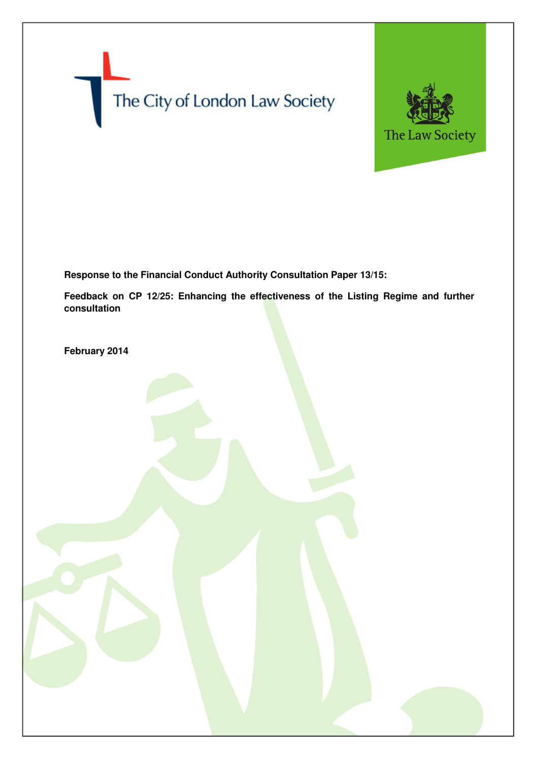The City of London Law Society

The Law Society

**Response to the Financial Conduct Authority Consultation Paper 13/15:**

**Feedback on CP 12/25: Enhancing the effectiveness of the Listing Regime and further consultation**

**February 2014**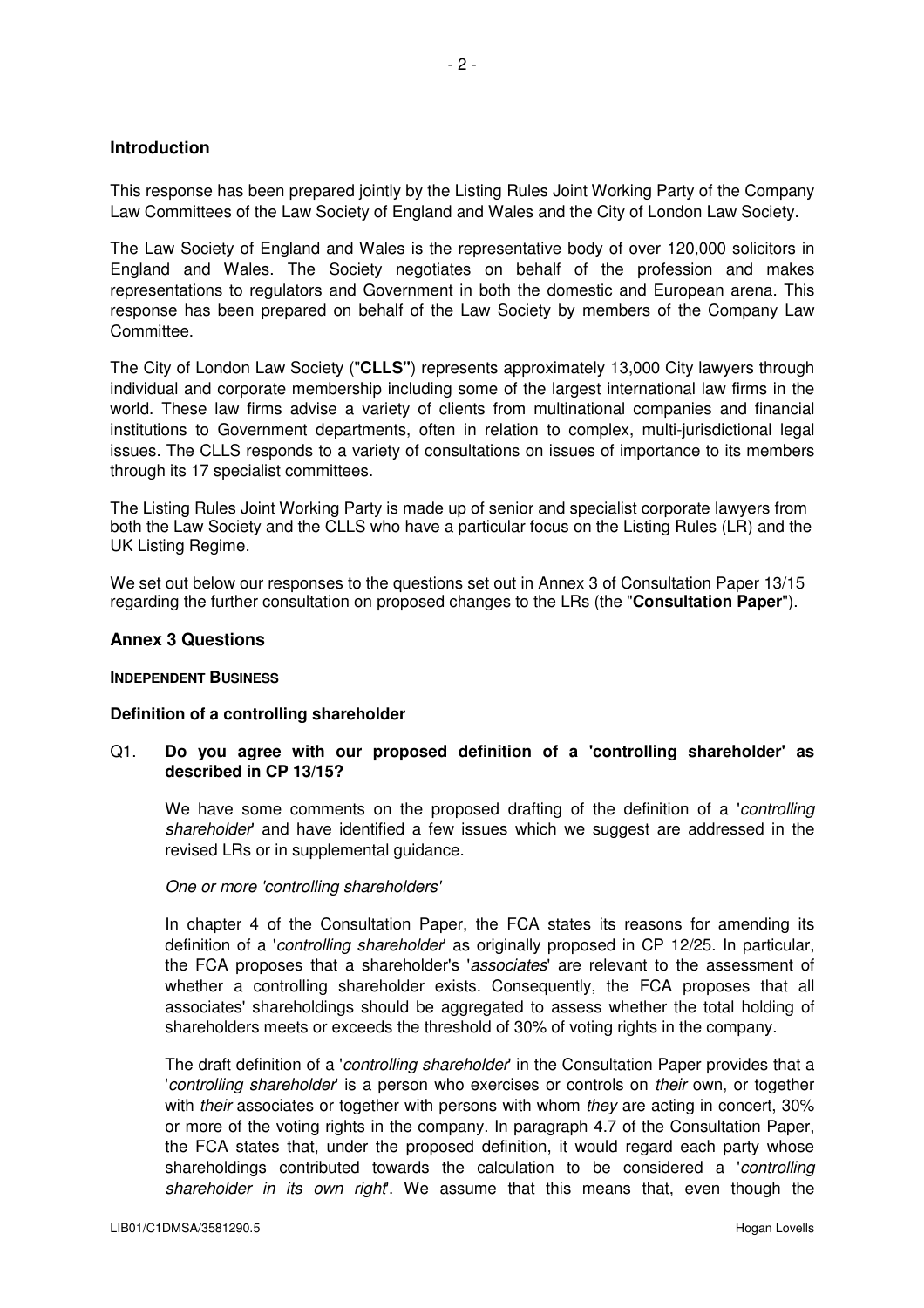## Introduction

This response has been prepared jointly by the Listing Rules Joint Working Party of the Company Law Committees of the Law Society of England and Wales and the City of London Law Society.

The Law Society of England and Wales is the representative body of over 120,000 solicitors in England and Wales. The Society negotiates on behalf of the profession and makes representations to regulators and Government in both the domestic and European arena. This response has been prepared on behalf of the Law Society by members of the Company Law Committee.

The City of London Law Society ("**CLLS**") represents approximately 13,000 City lawyers through individual and corporate membership including some of the largest international law firms in the world. These law firms advise a variety of clients from multinational companies and financial institutions to Government departments, often in relation to complex, multi-jurisdictional legal issues. The CLLS responds to a variety of consultations on issues of importance to its members through its 17 specialist committees.

The Listing Rules Joint Working Party is made up of senior and specialist corporate lawyers from both the Law Society and the CLLS who have a particular focus on the Listing Rules (LR) and the UK Listing Regime.

We set out below our responses to the questions set out in Annex 3 of Consultation Paper 13/15 regarding the further consultation on proposed changes to the LRs (the "**Consultation Paper**").

## Annex 3 Questions

#### INDEPENDENT BUSINESS

### Definition of a controlling shareholder

Q1. **Do you agree with our proposed definition of a 'controlling shareholder' as described in CP 13/15?**

We have some comments on the proposed drafting of the definition of a '*controlling shareholder*' and have identified a few issues which we suggest are addressed in the revised LRs or in supplemental guidance.

*One or more 'controlling shareholders'*

In chapter 4 of the Consultation Paper, the FCA states its reasons for amending its definition of a '*controlling shareholder*' as originally proposed in CP 12/25. In particular, the FCA proposes that a shareholder's '*associates*' are relevant to the assessment of whether a controlling shareholder exists. Consequently, the FCA proposes that all associates' shareholdings should be aggregated to assess whether the total holding of shareholders meets or exceeds the threshold of 30% of voting rights in the company.

The draft definition of a '*controlling shareholder*' in the Consultation Paper provides that a '*controlling shareholder*' is a person who exercises or controls on *their* own, or together with *their* associates or together with persons with whom *they* are acting in concert, 30% or more of the voting rights in the company. In paragraph 4.7 of the Consultation Paper, the FCA states that, under the proposed definition, it would regard each party whose shareholdings contributed towards the calculation to be considered a '*controlling shareholder in its own right*'. We assume that this means that, even though the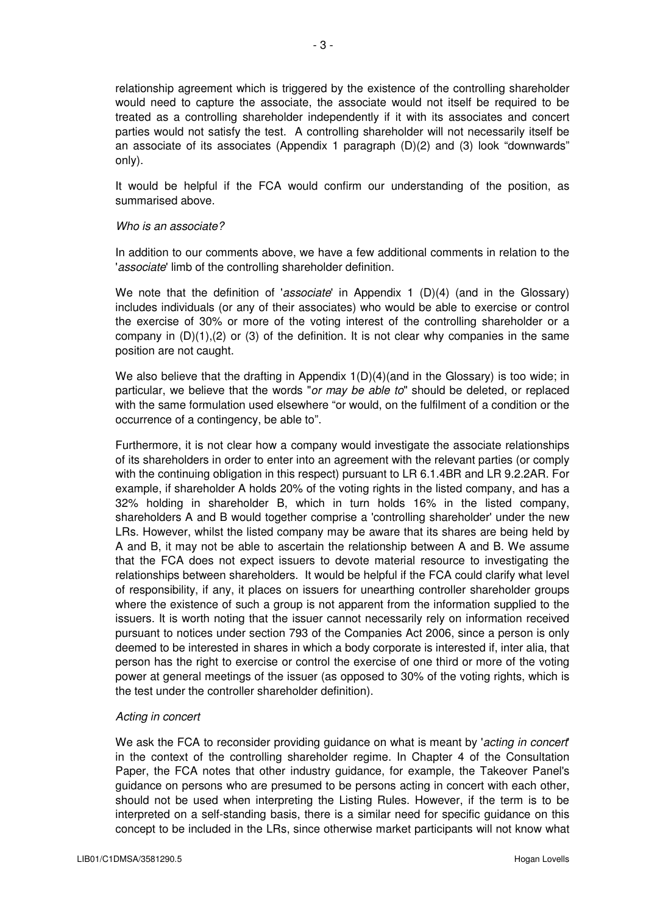relationship agreement which is triggered by the existence of the controlling shareholder would need to capture the associate, the associate would not itself be required to be treated as a controlling shareholder independently if it with its associates and concert parties would not satisfy the test. A controlling shareholder will not necessarily itself be an associate of its associates (Appendix 1 paragraph (D)(2) and (3) look "downwards" only).

It would be helpful if the FCA would confirm our understanding of the position, as summarised above.

*Who is an associate?*

In addition to our comments above, we have a few additional comments in relation to the '*associate*' limb of the controlling shareholder definition.

We note that the definition of '*associate*' in Appendix 1 (D)(4) (and in the Glossary) includes individuals (or any of their associates) who would be able to exercise or control the exercise of 30% or more of the voting interest of the controlling shareholder or a company in (D)(1),(2) or (3) of the definition. It is not clear why companies in the same position are not caught.

We also believe that the drafting in Appendix 1(D)(4)(and in the Glossary) is too wide; in particular, we believe that the words "*or may be able to*" should be deleted, or replaced with the same formulation used elsewhere "or would, on the fulfilment of a condition or the occurrence of a contingency, be able to".

Furthermore, it is not clear how a company would investigate the associate relationships of its shareholders in order to enter into an agreement with the relevant parties (or comply with the continuing obligation in this respect) pursuant to LR 6.1.4BR and LR 9.2.2AR. For example, if shareholder A holds 20% of the voting rights in the listed company, and has a 32% holding in shareholder B, which in turn holds 16% in the listed company, shareholders A and B would together comprise a 'controlling shareholder' under the new LRs. However, whilst the listed company may be aware that its shares are being held by A and B, it may not be able to ascertain the relationship between A and B. We assume that the FCA does not expect issuers to devote material resource to investigating the relationships between shareholders. It would be helpful if the FCA could clarify what level of responsibility, if any, it places on issuers for unearthing controller shareholder groups where the existence of such a group is not apparent from the information supplied to the issuers. It is worth noting that the issuer cannot necessarily rely on information received pursuant to notices under section 793 of the Companies Act 2006, since a person is only deemed to be interested in shares in which a body corporate is interested if, inter alia, that person has the right to exercise or control the exercise of one third or more of the voting power at general meetings of the issuer (as opposed to 30% of the voting rights, which is the test under the controller shareholder definition).

*Acting in concert*

We ask the FCA to reconsider providing guidance on what is meant by '*acting in concert*' in the context of the controlling shareholder regime. In Chapter 4 of the Consultation Paper, the FCA notes that other industry guidance, for example, the Takeover Panel's guidance on persons who are presumed to be persons acting in concert with each other, should not be used when interpreting the Listing Rules. However, if the term is to be interpreted on a self-standing basis, there is a similar need for specific guidance on this concept to be included in the LRs, since otherwise market participants will not know what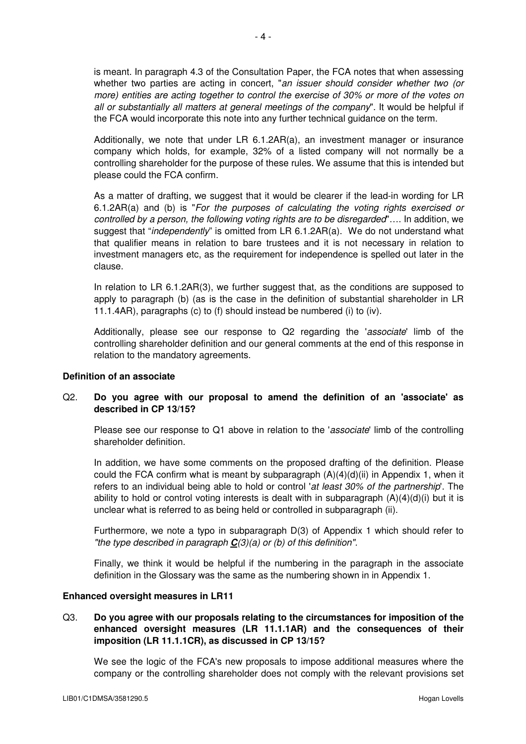is meant. In paragraph 4.3 of the Consultation Paper, the FCA notes that when assessing whether two parties are acting in concert, "*an issuer should consider whether two (or more) entities are acting together to control the exercise of 30% or more of the votes on all or substantially all matters at general meetings of the company*". It would be helpful if the FCA would incorporate this note into any further technical guidance on the term.

Additionally, we note that under LR 6.1.2AR(a), an investment manager or insurance company which holds, for example, 32% of a listed company will not normally be a controlling shareholder for the purpose of these rules. We assume that this is intended but please could the FCA confirm.

As a matter of drafting, we suggest that it would be clearer if the lead-in wording for LR 6.1.2AR(a) and (b) is "*For the purposes of calculating the voting rights exercised or controlled by a person, the following voting rights are to be disregarded*"…. In addition, we suggest that "*independently*" is omitted from LR 6.1.2AR(a). We do not understand what that qualifier means in relation to bare trustees and it is not necessary in relation to investment managers etc, as the requirement for independence is spelled out later in the clause.

In relation to LR 6.1.2AR(3), we further suggest that, as the conditions are supposed to apply to paragraph (b) (as is the case in the definition of substantial shareholder in LR 11.1.4AR), paragraphs (c) to (f) should instead be numbered (i) to (iv).

Additionally, please see our response to Q2 regarding the '*associate*' limb of the controlling shareholder definition and our general comments at the end of this response in relation to the mandatory agreements.

**Definition of an associate**

Q2. **Do you agree with our proposal to amend the definition of an 'associate' as described in CP 13/15?**

Please see our response to Q1 above in relation to the '*associate*' limb of the controlling shareholder definition.

In addition, we have some comments on the proposed drafting of the definition. Please could the FCA confirm what is meant by subparagraph (A)(4)(d)(ii) in Appendix 1, when it refers to an individual being able to hold or control '*at least 30% of the partnership*'. The ability to hold or control voting interests is dealt with in subparagraph (A)(4)(d)(i) but it is unclear what is referred to as being held or controlled in subparagraph (ii).

Furthermore, we note a typo in subparagraph D(3) of Appendix 1 which should refer to *"the type described in paragraph **C**(3)(a) or (b) of this definition".*

Finally, we think it would be helpful if the numbering in the paragraph in the associate definition in the Glossary was the same as the numbering shown in in Appendix 1.

**Enhanced oversight measures in LR11**

Q3. **Do you agree with our proposals relating to the circumstances for imposition of the enhanced oversight measures (LR 11.1.1AR) and the consequences of their imposition (LR 11.1.1CR), as discussed in CP 13/15?**

We see the logic of the FCA's new proposals to impose additional measures where the company or the controlling shareholder does not comply with the relevant provisions set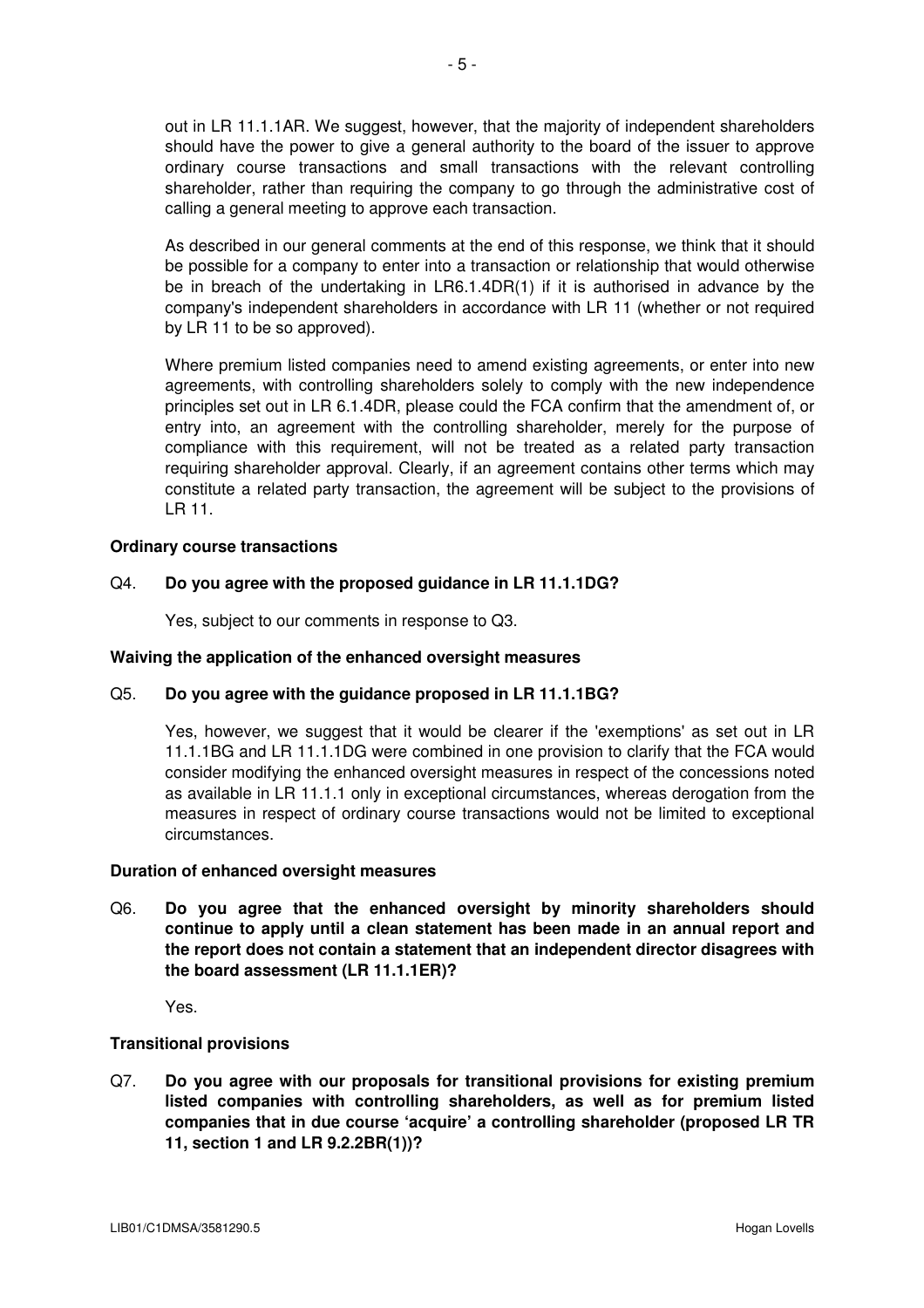out in LR 11.1.1AR. We suggest, however, that the majority of independent shareholders should have the power to give a general authority to the board of the issuer to approve ordinary course transactions and small transactions with the relevant controlling shareholder, rather than requiring the company to go through the administrative cost of calling a general meeting to approve each transaction.

As described in our general comments at the end of this response, we think that it should be possible for a company to enter into a transaction or relationship that would otherwise be in breach of the undertaking in LR6.1.4DR(1) if it is authorised in advance by the company's independent shareholders in accordance with LR 11 (whether or not required by LR 11 to be so approved).

Where premium listed companies need to amend existing agreements, or enter into new agreements, with controlling shareholders solely to comply with the new independence principles set out in LR 6.1.4DR, please could the FCA confirm that the amendment of, or entry into, an agreement with the controlling shareholder, merely for the purpose of compliance with this requirement, will not be treated as a related party transaction requiring shareholder approval. Clearly, if an agreement contains other terms which may constitute a related party transaction, the agreement will be subject to the provisions of LR 11.

**Ordinary course transactions**

Q4. **Do you agree with the proposed guidance in LR 11.1.1DG?**

Yes, subject to our comments in response to Q3.

**Waiving the application of the enhanced oversight measures**

Q5. **Do you agree with the guidance proposed in LR 11.1.1BG?**

Yes, however, we suggest that it would be clearer if the 'exemptions' as set out in LR 11.1.1BG and LR 11.1.1DG were combined in one provision to clarify that the FCA would consider modifying the enhanced oversight measures in respect of the concessions noted as available in LR 11.1.1 only in exceptional circumstances, whereas derogation from the measures in respect of ordinary course transactions would not be limited to exceptional circumstances.

**Duration of enhanced oversight measures**

Q6. **Do you agree that the enhanced oversight by minority shareholders should continue to apply until a clean statement has been made in an annual report and the report does not contain a statement that an independent director disagrees with the board assessment (LR 11.1.1ER)?**

Yes.

**Transitional provisions**

Q7. **Do you agree with our proposals for transitional provisions for existing premium listed companies with controlling shareholders, as well as for premium listed companies that in due course 'acquire' a controlling shareholder (proposed LR TR 11, section 1 and LR 9.2.2BR(1))?**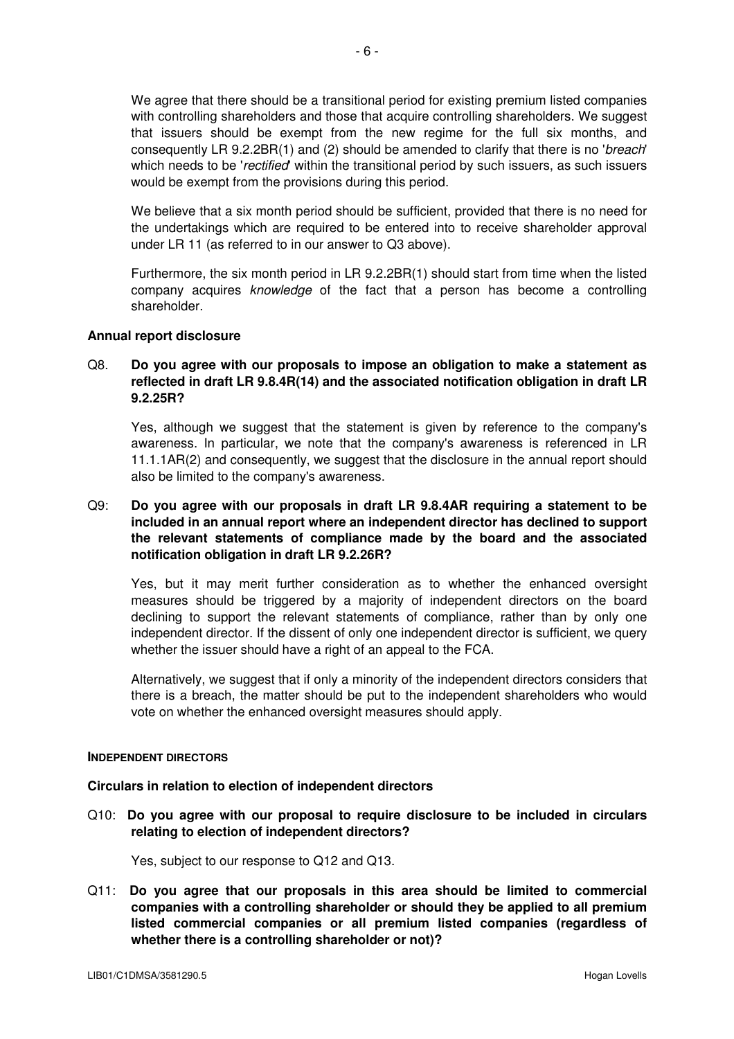We agree that there should be a transitional period for existing premium listed companies with controlling shareholders and those that acquire controlling shareholders. We suggest that issuers should be exempt from the new regime for the full six months, and consequently LR 9.2.2BR(1) and (2) should be amended to clarify that there is no '*breach*' which needs to be '*rectified*' within the transitional period by such issuers, as such issuers would be exempt from the provisions during this period.

We believe that a six month period should be sufficient, provided that there is no need for the undertakings which are required to be entered into to receive shareholder approval under LR 11 (as referred to in our answer to Q3 above).

Furthermore, the six month period in LR 9.2.2BR(1) should start from time when the listed company acquires *knowledge* of the fact that a person has become a controlling shareholder.

**Annual report disclosure**

Q8. **Do you agree with our proposals to impose an obligation to make a statement as reflected in draft LR 9.8.4R(14) and the associated notification obligation in draft LR 9.2.25R?**

Yes, although we suggest that the statement is given by reference to the company's awareness. In particular, we note that the company's awareness is referenced in LR 11.1.1AR(2) and consequently, we suggest that the disclosure in the annual report should also be limited to the company's awareness.

Q9: **Do you agree with our proposals in draft LR 9.8.4AR requiring a statement to be included in an annual report where an independent director has declined to support the relevant statements of compliance made by the board and the associated notification obligation in draft LR 9.2.26R?**

Yes, but it may merit further consideration as to whether the enhanced oversight measures should be triggered by a majority of independent directors on the board declining to support the relevant statements of compliance, rather than by only one independent director. If the dissent of only one independent director is sufficient, we query whether the issuer should have a right of an appeal to the FCA.

Alternatively, we suggest that if only a minority of the independent directors considers that there is a breach, the matter should be put to the independent shareholders who would vote on whether the enhanced oversight measures should apply.

**INDEPENDENT DIRECTORS**

**Circulars in relation to election of independent directors**

Q10: **Do you agree with our proposal to require disclosure to be included in circulars relating to election of independent directors?**

Yes, subject to our response to Q12 and Q13.

Q11: **Do you agree that our proposals in this area should be limited to commercial companies with a controlling shareholder or should they be applied to all premium listed commercial companies or all premium listed companies (regardless of whether there is a controlling shareholder or not)?**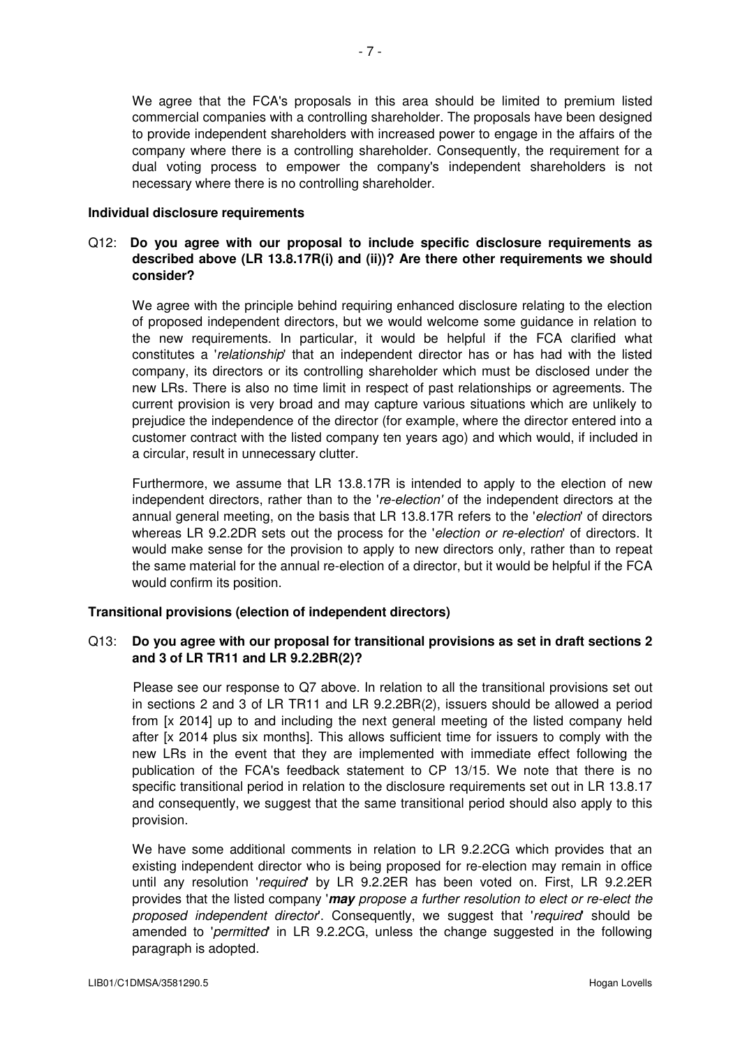We agree that the FCA's proposals in this area should be limited to premium listed commercial companies with a controlling shareholder. The proposals have been designed to provide independent shareholders with increased power to engage in the affairs of the company where there is a controlling shareholder. Consequently, the requirement for a dual voting process to empower the company's independent shareholders is not necessary where there is no controlling shareholder.

**Individual disclosure requirements**

Q12: **Do you agree with our proposal to include specific disclosure requirements as described above (LR 13.8.17R(i) and (ii))? Are there other requirements we should consider?**

We agree with the principle behind requiring enhanced disclosure relating to the election of proposed independent directors, but we would welcome some guidance in relation to the new requirements. In particular, it would be helpful if the FCA clarified what constitutes a '*relationship*' that an independent director has or has had with the listed company, its directors or its controlling shareholder which must be disclosed under the new LRs. There is also no time limit in respect of past relationships or agreements. The current provision is very broad and may capture various situations which are unlikely to prejudice the independence of the director (for example, where the director entered into a customer contract with the listed company ten years ago) and which would, if included in a circular, result in unnecessary clutter.

Furthermore, we assume that LR 13.8.17R is intended to apply to the election of new independent directors, rather than to the '*re-election'* of the independent directors at the annual general meeting, on the basis that LR 13.8.17R refers to the '*election*' of directors whereas LR 9.2.2DR sets out the process for the '*election or re-election*' of directors. It would make sense for the provision to apply to new directors only, rather than to repeat the same material for the annual re-election of a director, but it would be helpful if the FCA would confirm its position.

**Transitional provisions (election of independent directors)**

Q13: **Do you agree with our proposal for transitional provisions as set in draft sections 2 and 3 of LR TR11 and LR 9.2.2BR(2)?**

Please see our response to Q7 above. In relation to all the transitional provisions set out in sections 2 and 3 of LR TR11 and LR 9.2.2BR(2), issuers should be allowed a period from [x 2014] up to and including the next general meeting of the listed company held after [x 2014 plus six months]. This allows sufficient time for issuers to comply with the new LRs in the event that they are implemented with immediate effect following the publication of the FCA's feedback statement to CP 13/15. We note that there is no specific transitional period in relation to the disclosure requirements set out in LR 13.8.17 and consequently, we suggest that the same transitional period should also apply to this provision.

We have some additional comments in relation to LR 9.2.2CG which provides that an existing independent director who is being proposed for re-election may remain in office until any resolution '*required*' by LR 9.2.2ER has been voted on. First, LR 9.2.2ER provides that the listed company '***may** propose a further resolution to elect or re-elect the proposed independent director*'. Consequently, we suggest that '*required*' should be amended to '*permitted*' in LR 9.2.2CG, unless the change suggested in the following paragraph is adopted.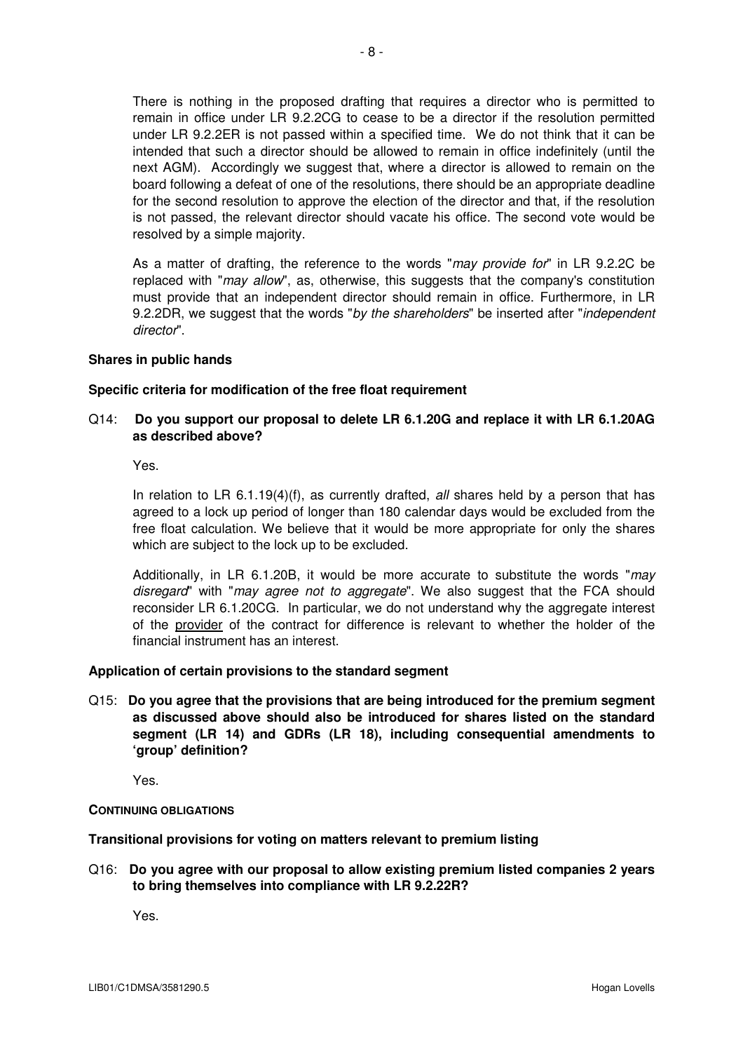There is nothing in the proposed drafting that requires a director who is permitted to remain in office under LR 9.2.2CG to cease to be a director if the resolution permitted under LR 9.2.2ER is not passed within a specified time. We do not think that it can be intended that such a director should be allowed to remain in office indefinitely (until the next AGM). Accordingly we suggest that, where a director is allowed to remain on the board following a defeat of one of the resolutions, there should be an appropriate deadline for the second resolution to approve the election of the director and that, if the resolution is not passed, the relevant director should vacate his office. The second vote would be resolved by a simple majority.

As a matter of drafting, the reference to the words "*may provide for*" in LR 9.2.2C be replaced with "*may allow*", as, otherwise, this suggests that the company's constitution must provide that an independent director should remain in office. Furthermore, in LR 9.2.2DR, we suggest that the words "*by the shareholders*" be inserted after "*independent director*".

**Shares in public hands**

**Specific criteria for modification of the free float requirement**

Q14: **Do you support our proposal to delete LR 6.1.20G and replace it with LR 6.1.20AG as described above?**

Yes.

In relation to LR 6.1.19(4)(f), as currently drafted, *all* shares held by a person that has agreed to a lock up period of longer than 180 calendar days would be excluded from the free float calculation. We believe that it would be more appropriate for only the shares which are subject to the lock up to be excluded.

Additionally, in LR 6.1.20B, it would be more accurate to substitute the words "*may disregard*" with "*may agree not to aggregate*". We also suggest that the FCA should reconsider LR 6.1.20CG. In particular, we do not understand why the aggregate interest of the provider of the contract for difference is relevant to whether the holder of the financial instrument has an interest.

**Application of certain provisions to the standard segment**

Q15: **Do you agree that the provisions that are being introduced for the premium segment as discussed above should also be introduced for shares listed on the standard segment (LR 14) and GDRs (LR 18), including consequential amendments to 'group' definition?**

Yes.

**CONTINUING OBLIGATIONS**

**Transitional provisions for voting on matters relevant to premium listing**

Q16: **Do you agree with our proposal to allow existing premium listed companies 2 years to bring themselves into compliance with LR 9.2.22R?**

Yes.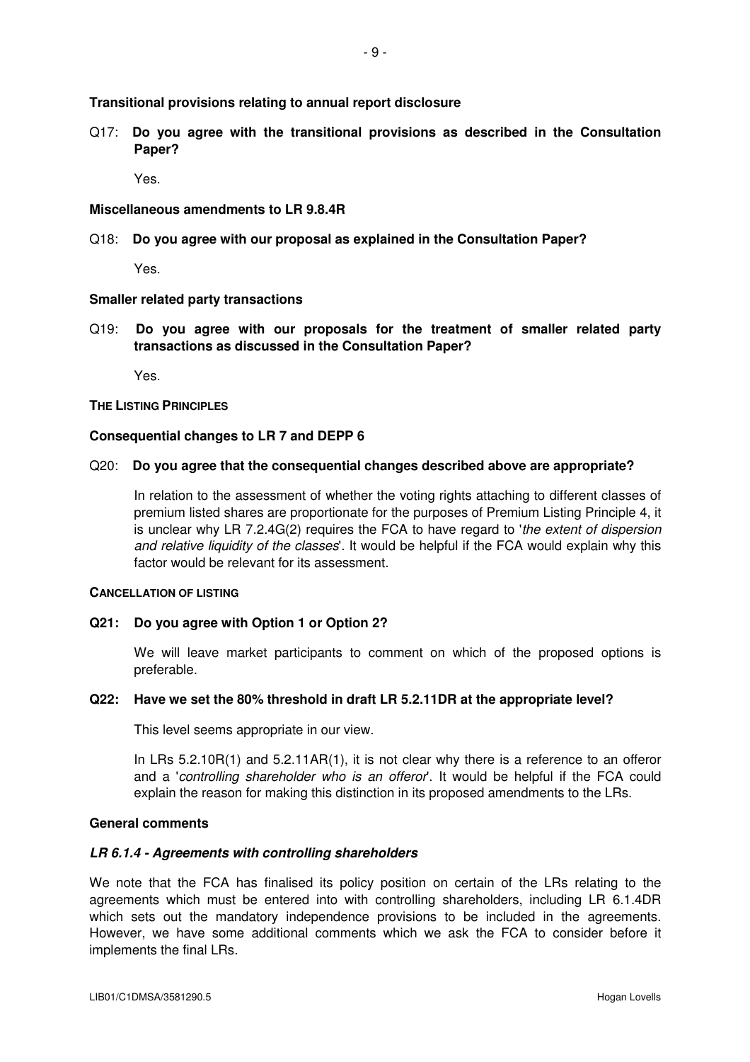**Transitional provisions relating to annual report disclosure**

Q17: **Do you agree with the transitional provisions as described in the Consultation Paper?**

Yes.

**Miscellaneous amendments to LR 9.8.4R**

Q18: **Do you agree with our proposal as explained in the Consultation Paper?**

Yes.

**Smaller related party transactions**

Q19: **Do you agree with our proposals for the treatment of smaller related party transactions as discussed in the Consultation Paper?**

Yes.

**THE LISTING PRINCIPLES**

**Consequential changes to LR 7 and DEPP 6**

Q20: **Do you agree that the consequential changes described above are appropriate?**

In relation to the assessment of whether the voting rights attaching to different classes of premium listed shares are proportionate for the purposes of Premium Listing Principle 4, it is unclear why LR 7.2.4G(2) requires the FCA to have regard to '*the extent of dispersion and relative liquidity of the classes*'. It would be helpful if the FCA would explain why this factor would be relevant for its assessment.

**CANCELLATION OF LISTING**

**Q21: Do you agree with Option 1 or Option 2?**

We will leave market participants to comment on which of the proposed options is preferable.

**Q22: Have we set the 80% threshold in draft LR 5.2.11DR at the appropriate level?**

This level seems appropriate in our view.

In LRs 5.2.10R(1) and 5.2.11AR(1), it is not clear why there is a reference to an offeror and a '*controlling shareholder who is an offeror*'. It would be helpful if the FCA could explain the reason for making this distinction in its proposed amendments to the LRs.

**General comments**

***LR 6.1.4 - Agreements with controlling shareholders***

We note that the FCA has finalised its policy position on certain of the LRs relating to the agreements which must be entered into with controlling shareholders, including LR 6.1.4DR which sets out the mandatory independence provisions to be included in the agreements. However, we have some additional comments which we ask the FCA to consider before it implements the final LRs.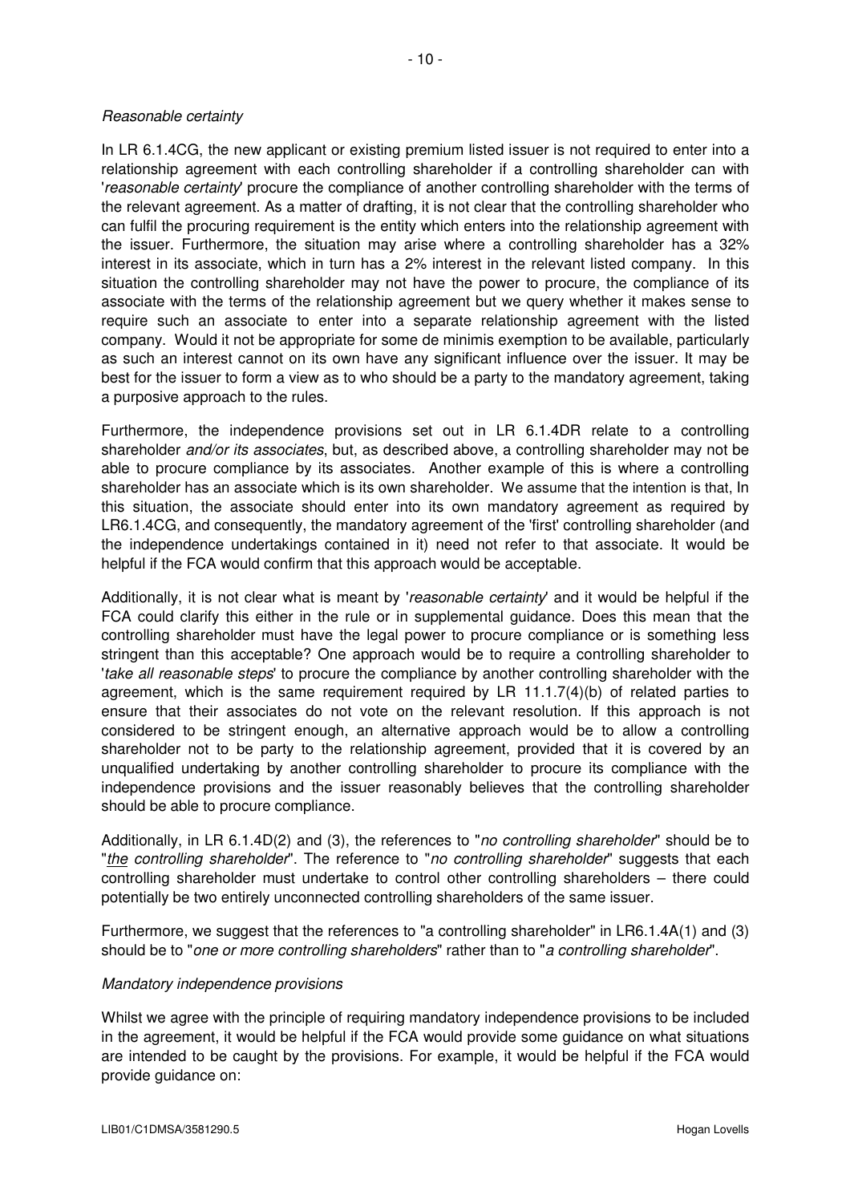*Reasonable certainty*

In LR 6.1.4CG, the new applicant or existing premium listed issuer is not required to enter into a relationship agreement with each controlling shareholder if a controlling shareholder can with '*reasonable certainty*' procure the compliance of another controlling shareholder with the terms of the relevant agreement. As a matter of drafting, it is not clear that the controlling shareholder who can fulfil the procuring requirement is the entity which enters into the relationship agreement with the issuer. Furthermore, the situation may arise where a controlling shareholder has a 32% interest in its associate, which in turn has a 2% interest in the relevant listed company. In this situation the controlling shareholder may not have the power to procure, the compliance of its associate with the terms of the relationship agreement but we query whether it makes sense to require such an associate to enter into a separate relationship agreement with the listed company. Would it not be appropriate for some de minimis exemption to be available, particularly as such an interest cannot on its own have any significant influence over the issuer. It may be best for the issuer to form a view as to who should be a party to the mandatory agreement, taking a purposive approach to the rules.

Furthermore, the independence provisions set out in LR 6.1.4DR relate to a controlling shareholder *and/or its associates*, but, as described above, a controlling shareholder may not be able to procure compliance by its associates. Another example of this is where a controlling shareholder has an associate which is its own shareholder. We assume that the intention is that, In this situation, the associate should enter into its own mandatory agreement as required by LR6.1.4CG, and consequently, the mandatory agreement of the 'first' controlling shareholder (and the independence undertakings contained in it) need not refer to that associate. It would be helpful if the FCA would confirm that this approach would be acceptable.

Additionally, it is not clear what is meant by '*reasonable certainty*' and it would be helpful if the FCA could clarify this either in the rule or in supplemental guidance. Does this mean that the controlling shareholder must have the legal power to procure compliance or is something less stringent than this acceptable? One approach would be to require a controlling shareholder to '*take all reasonable steps*' to procure the compliance by another controlling shareholder with the agreement, which is the same requirement required by LR 11.1.7(4)(b) of related parties to ensure that their associates do not vote on the relevant resolution. If this approach is not considered to be stringent enough, an alternative approach would be to allow a controlling shareholder not to be party to the relationship agreement, provided that it is covered by an unqualified undertaking by another controlling shareholder to procure its compliance with the independence provisions and the issuer reasonably believes that the controlling shareholder should be able to procure compliance.

Additionally, in LR 6.1.4D(2) and (3), the references to "*no controlling shareholder*" should be to "*<u>the</u> controlling shareholder*". The reference to "*no controlling shareholder*" suggests that each controlling shareholder must undertake to control other controlling shareholders – there could potentially be two entirely unconnected controlling shareholders of the same issuer.

Furthermore, we suggest that the references to "a controlling shareholder" in LR6.1.4A(1) and (3) should be to "*one or more controlling shareholders*" rather than to "*a controlling shareholder*".

*Mandatory independence provisions*

Whilst we agree with the principle of requiring mandatory independence provisions to be included in the agreement, it would be helpful if the FCA would provide some guidance on what situations are intended to be caught by the provisions. For example, it would be helpful if the FCA would provide guidance on: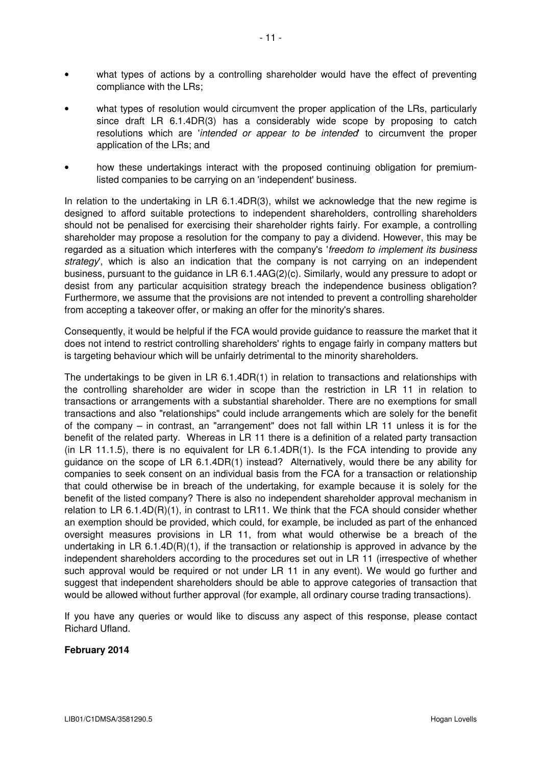- what types of actions by a controlling shareholder would have the effect of preventing compliance with the LRs;
- what types of resolution would circumvent the proper application of the LRs, particularly since draft LR 6.1.4DR(3) has a considerably wide scope by proposing to catch resolutions which are '*intended or appear to be intended*' to circumvent the proper application of the LRs; and
- how these undertakings interact with the proposed continuing obligation for premium-listed companies to be carrying on an 'independent' business.

In relation to the undertaking in LR 6.1.4DR(3), whilst we acknowledge that the new regime is designed to afford suitable protections to independent shareholders, controlling shareholders should not be penalised for exercising their shareholder rights fairly. For example, a controlling shareholder may propose a resolution for the company to pay a dividend. However, this may be regarded as a situation which interferes with the company's '*freedom to implement its business strategy*', which is also an indication that the company is not carrying on an independent business, pursuant to the guidance in LR 6.1.4AG(2)(c). Similarly, would any pressure to adopt or desist from any particular acquisition strategy breach the independence business obligation? Furthermore, we assume that the provisions are not intended to prevent a controlling shareholder from accepting a takeover offer, or making an offer for the minority's shares.

Consequently, it would be helpful if the FCA would provide guidance to reassure the market that it does not intend to restrict controlling shareholders' rights to engage fairly in company matters but is targeting behaviour which will be unfairly detrimental to the minority shareholders.

The undertakings to be given in LR 6.1.4DR(1) in relation to transactions and relationships with the controlling shareholder are wider in scope than the restriction in LR 11 in relation to transactions or arrangements with a substantial shareholder. There are no exemptions for small transactions and also "relationships" could include arrangements which are solely for the benefit of the company – in contrast, an "arrangement" does not fall within LR 11 unless it is for the benefit of the related party. Whereas in LR 11 there is a definition of a related party transaction (in LR 11.1.5), there is no equivalent for LR 6.1.4DR(1). Is the FCA intending to provide any guidance on the scope of LR 6.1.4DR(1) instead? Alternatively, would there be any ability for companies to seek consent on an individual basis from the FCA for a transaction or relationship that could otherwise be in breach of the undertaking, for example because it is solely for the benefit of the listed company? There is also no independent shareholder approval mechanism in relation to LR 6.1.4D(R)(1), in contrast to LR11. We think that the FCA should consider whether an exemption should be provided, which could, for example, be included as part of the enhanced oversight measures provisions in LR 11, from what would otherwise be a breach of the undertaking in LR 6.1.4D(R)(1), if the transaction or relationship is approved in advance by the independent shareholders according to the procedures set out in LR 11 (irrespective of whether such approval would be required or not under LR 11 in any event). We would go further and suggest that independent shareholders should be able to approve categories of transaction that would be allowed without further approval (for example, all ordinary course trading transactions).

If you have any queries or would like to discuss any aspect of this response, please contact Richard Ufland.

**February 2014**